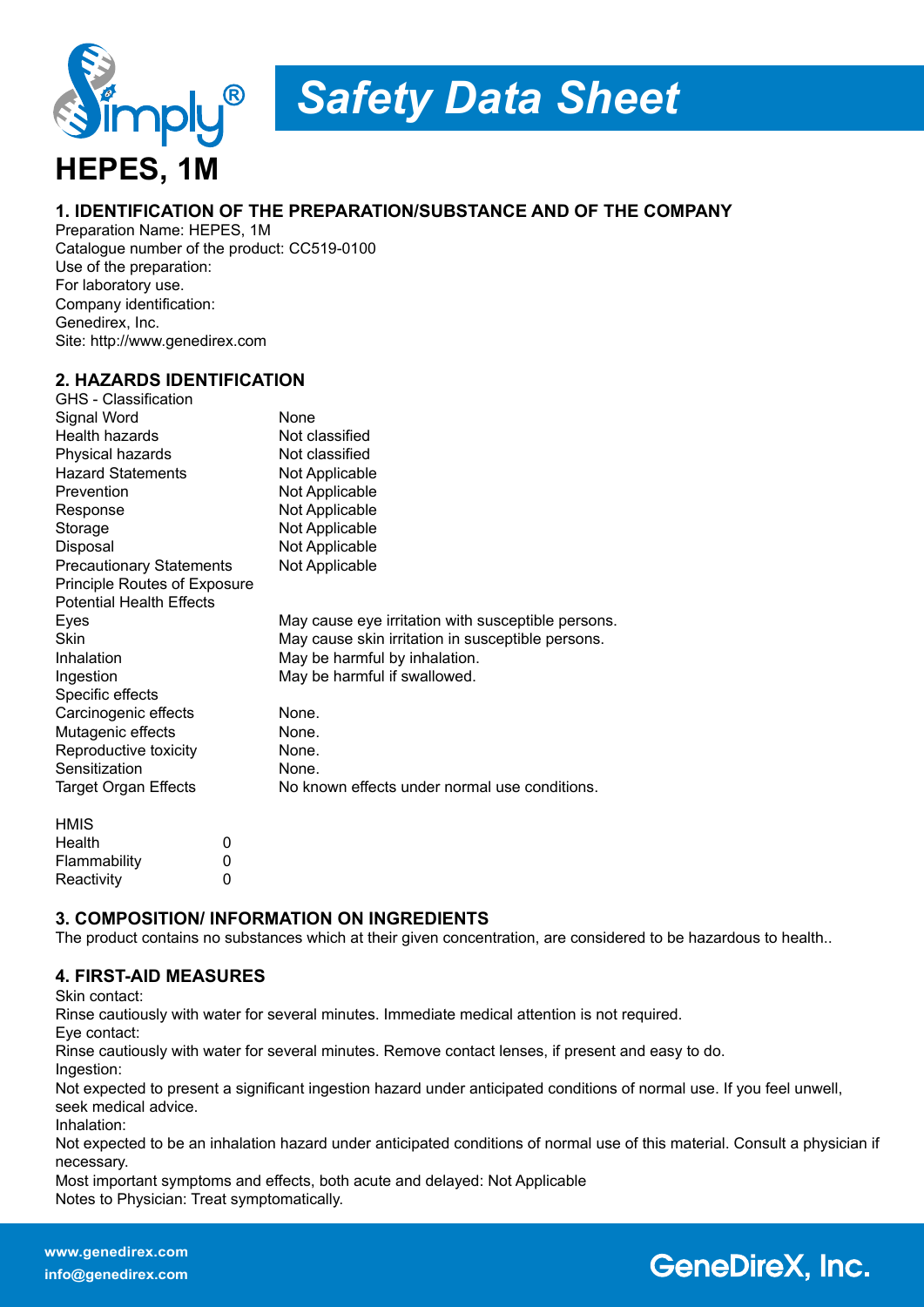# Safety Data Sheet

# HEPES, 1M

## 1. IDENTIFICATION OF THE PREPARATION/SUBSTANCE AND OF THE COMPANY

Preparation Name: HEPES, 1M
Catalogue number of the product: CC519-0100
Use of the preparation:
For laboratory use.
Company identification:
Genedirex, Inc.
Site: http://www.genedirex.com

## 2. HAZARDS IDENTIFICATION

GHS - Classification

| | |
|---|---|
| Signal Word | None |
| Health hazards | Not classified |
| Physical hazards | Not classified |
| Hazard Statements | Not Applicable |
| Prevention | Not Applicable |
| Response | Not Applicable |
| Storage | Not Applicable |
| Disposal | Not Applicable |
| Precautionary Statements | Not Applicable |
| Principle Routes of Exposure | |
| Potential Health Effects | |
| Eyes | May cause eye irritation with susceptible persons. |
| Skin | May cause skin irritation in susceptible persons. |
| Inhalation | May be harmful by inhalation. |
| Ingestion | May be harmful if swallowed. |
| Specific effects | |
| Carcinogenic effects | None. |
| Mutagenic effects | None. |
| Reproductive toxicity | None. |
| Sensitization | None. |
| Target Organ Effects | No known effects under normal use conditions. |

HMIS

| | |
|---|---|
| Health | 0 |
| Flammability | 0 |
| Reactivity | 0 |

## 3. COMPOSITION/ INFORMATION ON INGREDIENTS

The product contains no substances which at their given concentration, are considered to be hazardous to health..

## 4. FIRST-AID MEASURES

Skin contact:
Rinse cautiously with water for several minutes. Immediate medical attention is not required.
Eye contact:
Rinse cautiously with water for several minutes. Remove contact lenses, if present and easy to do.
Ingestion:
Not expected to present a significant ingestion hazard under anticipated conditions of normal use. If you feel unwell, seek medical advice.
Inhalation:
Not expected to be an inhalation hazard under anticipated conditions of normal use of this material. Consult a physician if necessary.
Most important symptoms and effects, both acute and delayed: Not Applicable
Notes to Physician: Treat symptomatically.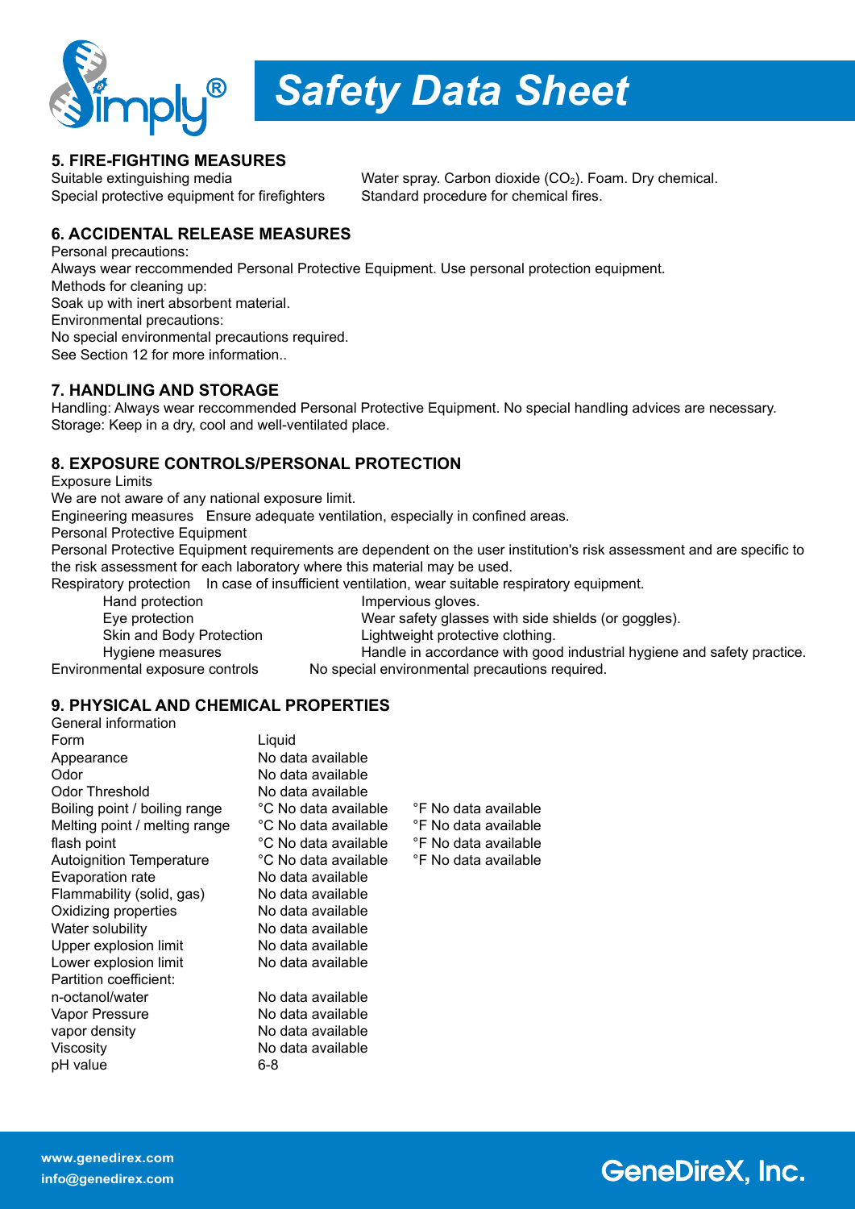## 5. FIRE-FIGHTING MEASURES

| | |
|---|---|
| Suitable extinguishing media | Water spray. Carbon dioxide ($CO_2$). Foam. Dry chemical. |
| Special protective equipment for firefighters | Standard procedure for chemical fires. |

## 6. ACCIDENTAL RELEASE MEASURES

Personal precautions:
Always wear reccommended Personal Protective Equipment. Use personal protection equipment.
Methods for cleaning up:
Soak up with inert absorbent material.
Environmental precautions:
No special environmental precautions required.
See Section 12 for more information..

## 7. HANDLING AND STORAGE

Handling: Always wear reccommended Personal Protective Equipment. No special handling advices are necessary.
Storage: Keep in a dry, cool and well-ventilated place.

## 8. EXPOSURE CONTROLS/PERSONAL PROTECTION

Exposure Limits
We are not aware of any national exposure limit.
Engineering measures Ensure adequate ventilation, especially in confined areas.
Personal Protective Equipment
Personal Protective Equipment requirements are dependent on the user institution's risk assessment and are specific to the risk assessment for each laboratory where this material may be used.
Respiratory protection In case of insufficient ventilation, wear suitable respiratory equipment.

| | |
|---|---|
| Hand protection | Impervious gloves. |
| Eye protection | Wear safety glasses with side shields (or goggles). |
| Skin and Body Protection | Lightweight protective clothing. |
| Hygiene measures | Handle in accordance with good industrial hygiene and safety practice. |
| Environmental exposure controls | No special environmental precautions required. |

## 9. PHYSICAL AND CHEMICAL PROPERTIES

| General information | | |
|---|---|---|
| Form | Liquid | |
| Appearance | No data available | |
| Odor | No data available | |
| Odor Threshold | No data available | |
| Boiling point / boiling range | °C No data available | °F No data available |
| Melting point / melting range | °C No data available | °F No data available |
| flash point | °C No data available | °F No data available |
| Autoignition Temperature | °C No data available | °F No data available |
| Evaporation rate | No data available | |
| Flammability (solid, gas) | No data available | |
| Oxidizing properties | No data available | |
| Water solubility | No data available | |
| Upper explosion limit | No data available | |
| Lower explosion limit | No data available | |
| Partition coefficient: | | |
| n-octanol/water | No data available | |
| Vapor Pressure | No data available | |
| vapor density | No data available | |
| Viscosity | No data available | |
| pH value | 6-8 | |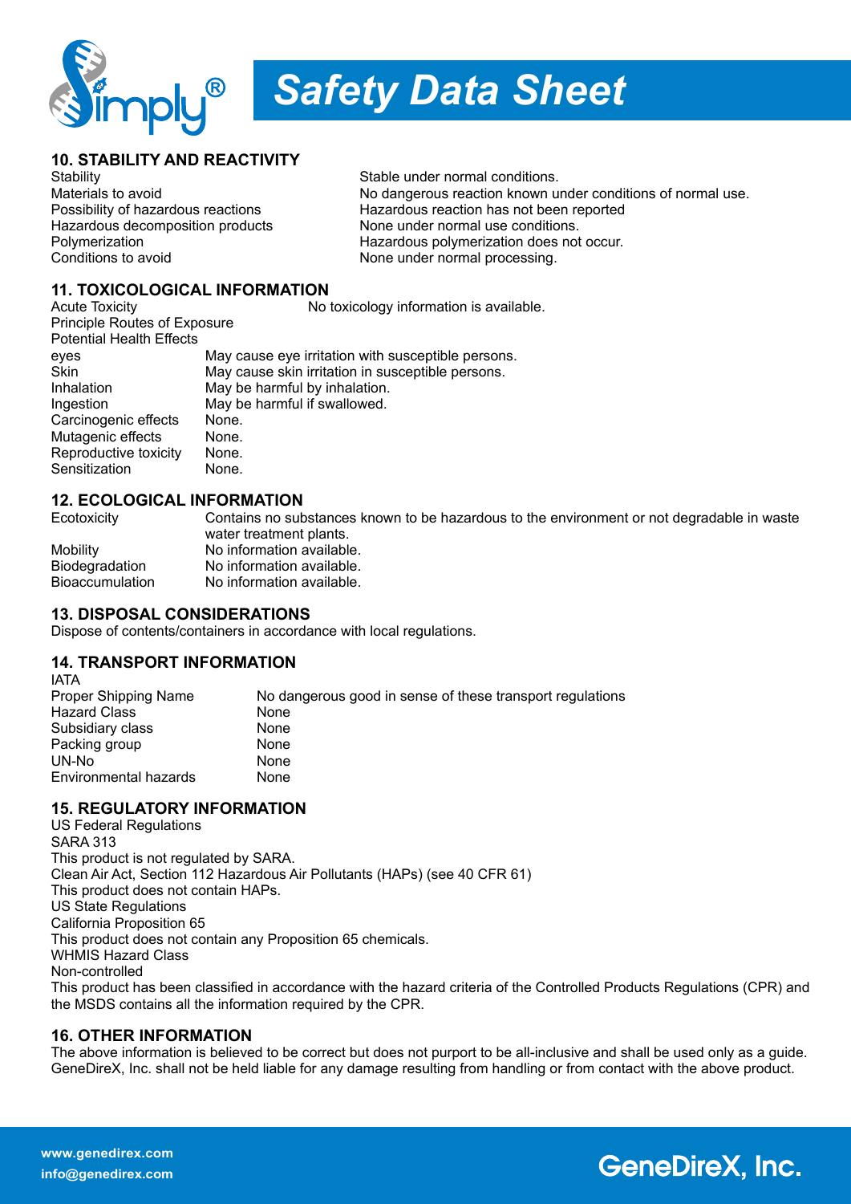## 10. STABILITY AND REACTIVITY

| | |
|---|---|
| Stability | Stable under normal conditions. |
| Materials to avoid | No dangerous reaction known under conditions of normal use. |
| Possibility of hazardous reactions | Hazardous reaction has not been reported |
| Hazardous decomposition products | None under normal use conditions. |
| Polymerization | Hazardous polymerization does not occur. |
| Conditions to avoid | None under normal processing. |

## 11. TOXICOLOGICAL INFORMATION

Acute Toxicity — No toxicology information is available.

Principle Routes of Exposure

Potential Health Effects

| | |
|---|---|
| eyes | May cause eye irritation with susceptible persons. |
| Skin | May cause skin irritation in susceptible persons. |
| Inhalation | May be harmful by inhalation. |
| Ingestion | May be harmful if swallowed. |
| Carcinogenic effects | None. |
| Mutagenic effects | None. |
| Reproductive toxicity | None. |
| Sensitization | None. |

## 12. ECOLOGICAL INFORMATION

| | |
|---|---|
| Ecotoxicity | Contains no substances known to be hazardous to the environment or not degradable in waste water treatment plants. |
| Mobility | No information available. |
| Biodegradation | No information available. |
| Bioaccumulation | No information available. |

## 13. DISPOSAL CONSIDERATIONS

Dispose of contents/containers in accordance with local regulations.

## 14. TRANSPORT INFORMATION

IATA

| | |
|---|---|
| Proper Shipping Name | No dangerous good in sense of these transport regulations |
| Hazard Class | None |
| Subsidiary class | None |
| Packing group | None |
| UN-No | None |
| Environmental hazards | None |

## 15. REGULATORY INFORMATION

US Federal Regulations

SARA 313

This product is not regulated by SARA.

Clean Air Act, Section 112 Hazardous Air Pollutants (HAPs) (see 40 CFR 61)

This product does not contain HAPs.

US State Regulations

California Proposition 65

This product does not contain any Proposition 65 chemicals.

WHMIS Hazard Class

Non-controlled

This product has been classified in accordance with the hazard criteria of the Controlled Products Regulations (CPR) and the MSDS contains all the information required by the CPR.

## 16. OTHER INFORMATION

The above information is believed to be correct but does not purport to be all-inclusive and shall be used only as a guide. GeneDireX, Inc. shall not be held liable for any damage resulting from handling or from contact with the above product.